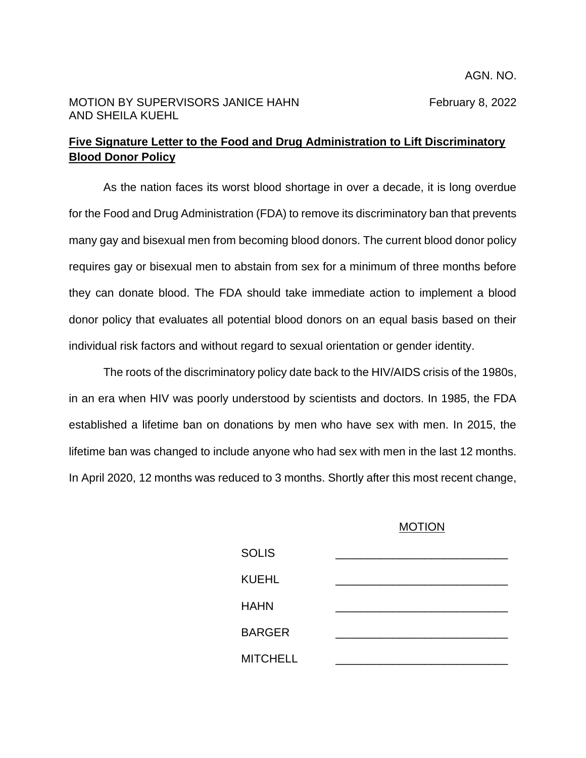AGN. NO.

MOTION BY SUPERVISORS JANICE HAHN AND SHEILA KUEHL

February 8, 2022

**Five Signature Letter to the Food and Drug Administration to Lift Discriminatory Blood Donor Policy**

As the nation faces its worst blood shortage in over a decade, it is long overdue for the Food and Drug Administration (FDA) to remove its discriminatory ban that prevents many gay and bisexual men from becoming blood donors. The current blood donor policy requires gay or bisexual men to abstain from sex for a minimum of three months before they can donate blood. The FDA should take immediate action to implement a blood donor policy that evaluates all potential blood donors on an equal basis based on their individual risk factors and without regard to sexual orientation or gender identity.

The roots of the discriminatory policy date back to the HIV/AIDS crisis of the 1980s, in an era when HIV was poorly understood by scientists and doctors. In 1985, the FDA established a lifetime ban on donations by men who have sex with men. In 2015, the lifetime ban was changed to include anyone who had sex with men in the last 12 months. In April 2020, 12 months was reduced to 3 months. Shortly after this most recent change,

MOTION

| | |
|---|---|
| SOLIS | _______________ |
| KUEHL | _______________ |
| HAHN | _______________ |
| BARGER | _______________ |
| MITCHELL | _______________ |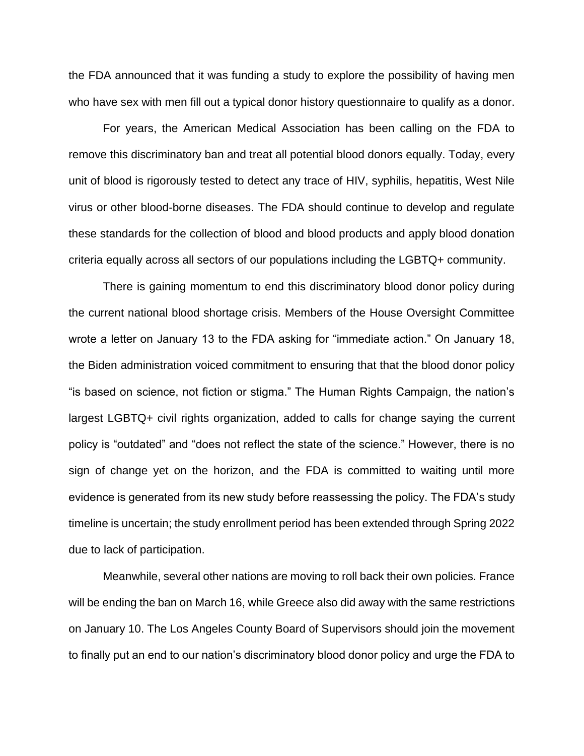the FDA announced that it was funding a study to explore the possibility of having men who have sex with men fill out a typical donor history questionnaire to qualify as a donor.

For years, the American Medical Association has been calling on the FDA to remove this discriminatory ban and treat all potential blood donors equally. Today, every unit of blood is rigorously tested to detect any trace of HIV, syphilis, hepatitis, West Nile virus or other blood-borne diseases. The FDA should continue to develop and regulate these standards for the collection of blood and blood products and apply blood donation criteria equally across all sectors of our populations including the LGBTQ+ community.

There is gaining momentum to end this discriminatory blood donor policy during the current national blood shortage crisis. Members of the House Oversight Committee wrote a letter on January 13 to the FDA asking for "immediate action." On January 18, the Biden administration voiced commitment to ensuring that that the blood donor policy "is based on science, not fiction or stigma." The Human Rights Campaign, the nation's largest LGBTQ+ civil rights organization, added to calls for change saying the current policy is "outdated" and "does not reflect the state of the science." However, there is no sign of change yet on the horizon, and the FDA is committed to waiting until more evidence is generated from its new study before reassessing the policy. The FDA's study timeline is uncertain; the study enrollment period has been extended through Spring 2022 due to lack of participation.

Meanwhile, several other nations are moving to roll back their own policies. France will be ending the ban on March 16, while Greece also did away with the same restrictions on January 10. The Los Angeles County Board of Supervisors should join the movement to finally put an end to our nation's discriminatory blood donor policy and urge the FDA to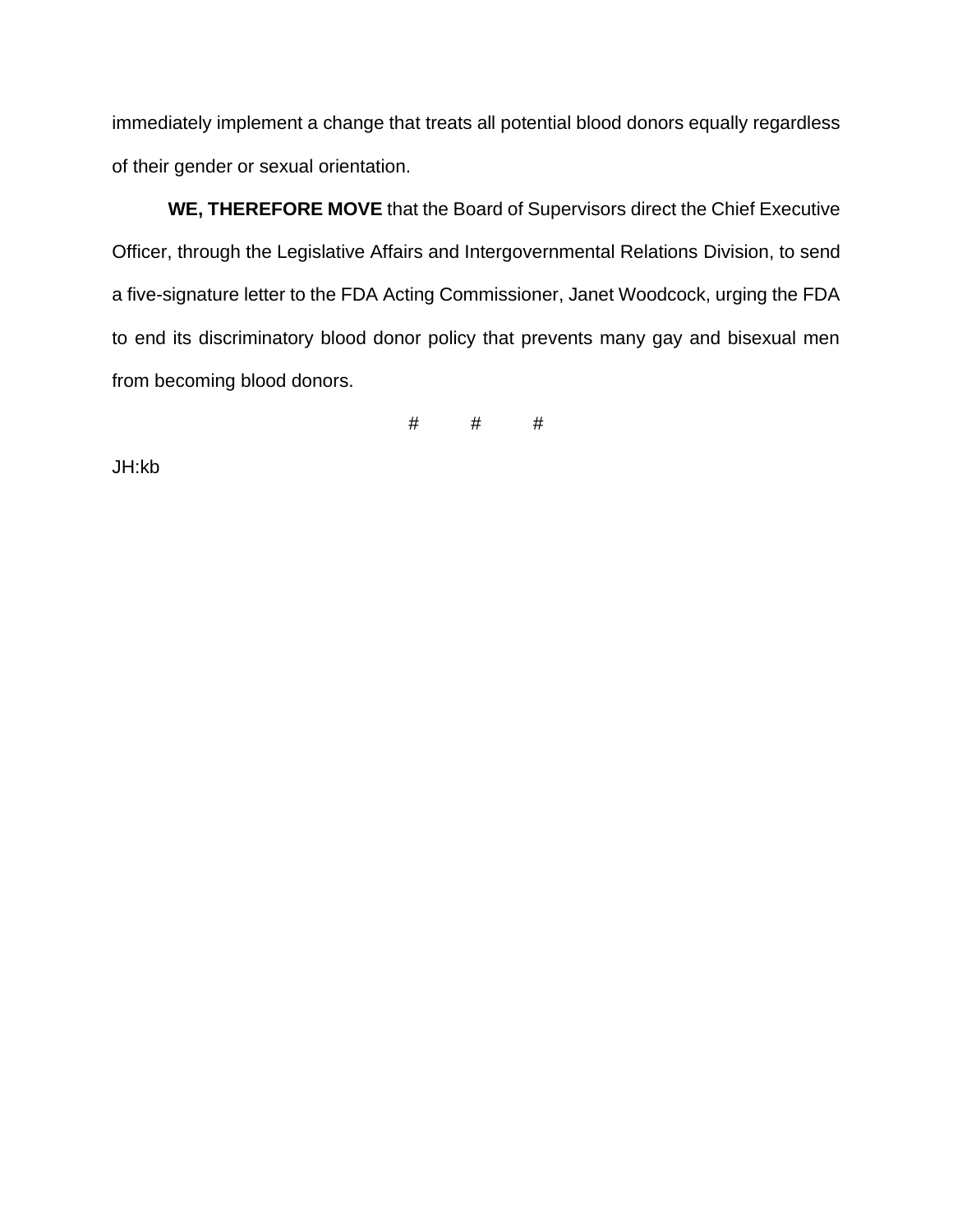immediately implement a change that treats all potential blood donors equally regardless of their gender or sexual orientation.

**WE, THEREFORE MOVE** that the Board of Supervisors direct the Chief Executive Officer, through the Legislative Affairs and Intergovernmental Relations Division, to send a five-signature letter to the FDA Acting Commissioner, Janet Woodcock, urging the FDA to end its discriminatory blood donor policy that prevents many gay and bisexual men from becoming blood donors.

#          #          #

JH:kb